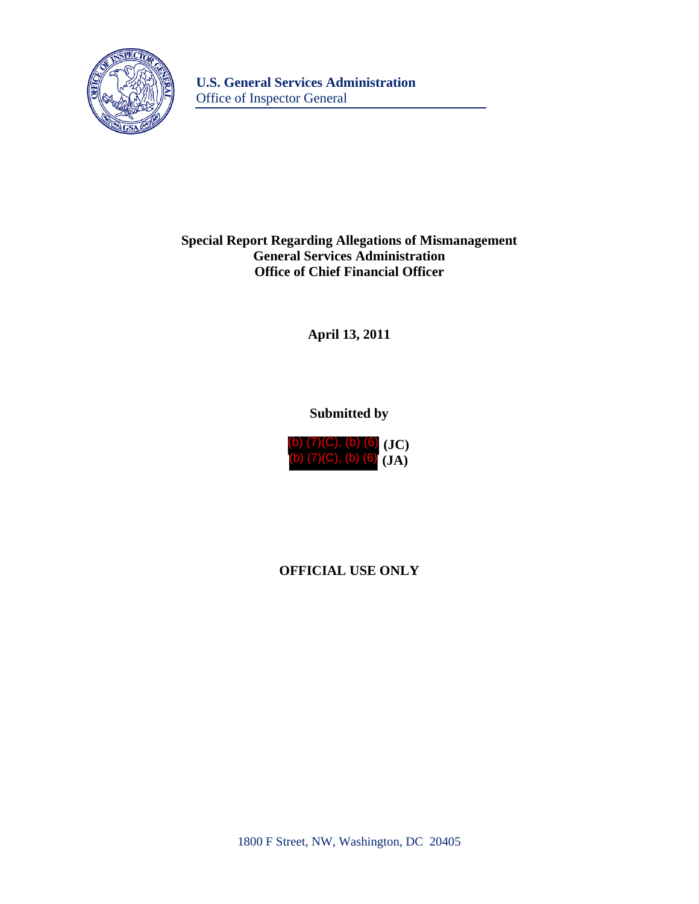**U.S. General Services Administration**
Office of Inspector General

**Special Report Regarding Allegations of Mismanagement**
**General Services Administration**
**Office of Chief Financial Officer**

**April 13, 2011**

**Submitted by**

(b) (7)(C), (b) (6) **(JC)**
(b) (7)(C), (b) (6) **(JA)**

**OFFICIAL USE ONLY**

1800 F Street, NW, Washington, DC 20405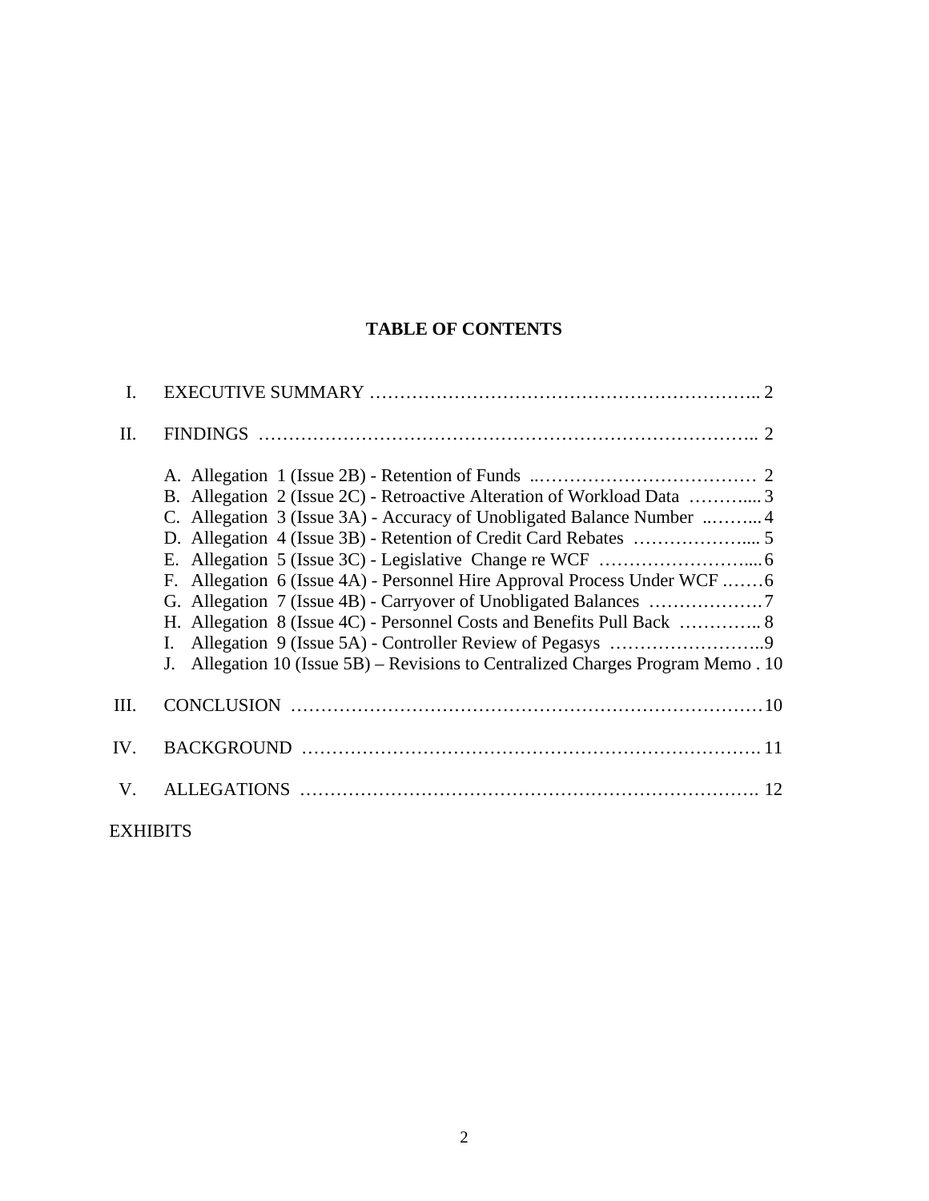# TABLE OF CONTENTS

I. EXECUTIVE SUMMARY ………………………………………………………….. 2

II. FINDINGS ……………………………………………………………………….. 2

A. Allegation 1 (Issue 2B) - Retention of Funds ..……………………………… 2
B. Allegation 2 (Issue 2C) - Retroactive Alteration of Workload Data ……….... 3
C. Allegation 3 (Issue 3A) - Accuracy of Unobligated Balance Number ..……... 4
D. Allegation 4 (Issue 3B) - Retention of Credit Card Rebates ………………... 5
E. Allegation 5 (Issue 3C) - Legislative Change re WCF …………………….... 6
F. Allegation 6 (Issue 4A) - Personnel Hire Approval Process Under WCF ..…… 6
G. Allegation 7 (Issue 4B) - Carryover of Unobligated Balances ………….……. 7
H. Allegation 8 (Issue 4C) - Personnel Costs and Benefits Pull Back ………….. 8
I. Allegation 9 (Issue 5A) - Controller Review of Pegasys ……………………..9
J. Allegation 10 (Issue 5B) – Revisions to Centralized Charges Program Memo . 10

III. CONCLUSION ………………………………………………………………… 10

IV. BACKGROUND ………………………………………………………………. 11

V. ALLEGATIONS ………………………………………………………………. 12

EXHIBITS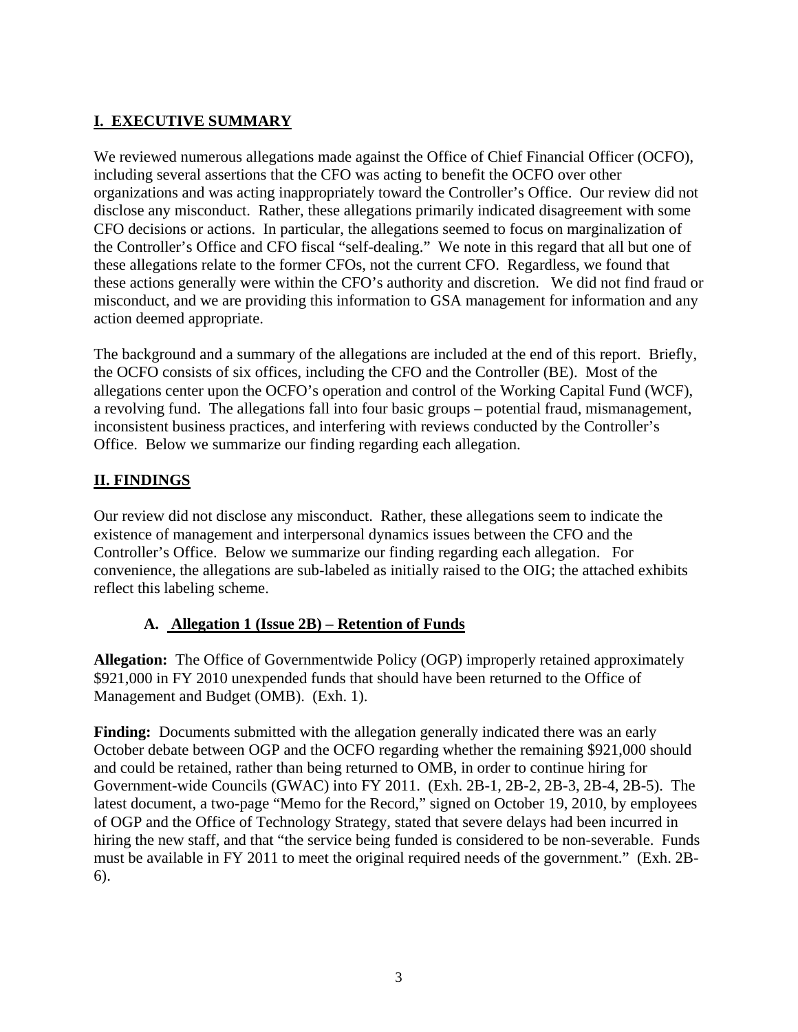## I. EXECUTIVE SUMMARY

We reviewed numerous allegations made against the Office of Chief Financial Officer (OCFO), including several assertions that the CFO was acting to benefit the OCFO over other organizations and was acting inappropriately toward the Controller's Office. Our review did not disclose any misconduct. Rather, these allegations primarily indicated disagreement with some CFO decisions or actions. In particular, the allegations seemed to focus on marginalization of the Controller's Office and CFO fiscal "self-dealing." We note in this regard that all but one of these allegations relate to the former CFOs, not the current CFO. Regardless, we found that these actions generally were within the CFO's authority and discretion. We did not find fraud or misconduct, and we are providing this information to GSA management for information and any action deemed appropriate.

The background and a summary of the allegations are included at the end of this report. Briefly, the OCFO consists of six offices, including the CFO and the Controller (BE). Most of the allegations center upon the OCFO's operation and control of the Working Capital Fund (WCF), a revolving fund. The allegations fall into four basic groups – potential fraud, mismanagement, inconsistent business practices, and interfering with reviews conducted by the Controller's Office. Below we summarize our finding regarding each allegation.

## II. FINDINGS

Our review did not disclose any misconduct. Rather, these allegations seem to indicate the existence of management and interpersonal dynamics issues between the CFO and the Controller's Office. Below we summarize our finding regarding each allegation. For convenience, the allegations are sub-labeled as initially raised to the OIG; the attached exhibits reflect this labeling scheme.

### A. Allegation 1 (Issue 2B) – Retention of Funds

**Allegation:** The Office of Governmentwide Policy (OGP) improperly retained approximately $921,000 in FY 2010 unexpended funds that should have been returned to the Office of Management and Budget (OMB). (Exh. 1).

**Finding:** Documents submitted with the allegation generally indicated there was an early October debate between OGP and the OCFO regarding whether the remaining $921,000 should and could be retained, rather than being returned to OMB, in order to continue hiring for Government-wide Councils (GWAC) into FY 2011. (Exh. 2B-1, 2B-2, 2B-3, 2B-4, 2B-5). The latest document, a two-page "Memo for the Record," signed on October 19, 2010, by employees of OGP and the Office of Technology Strategy, stated that severe delays had been incurred in hiring the new staff, and that "the service being funded is considered to be non-severable. Funds must be available in FY 2011 to meet the original required needs of the government." (Exh. 2B-6).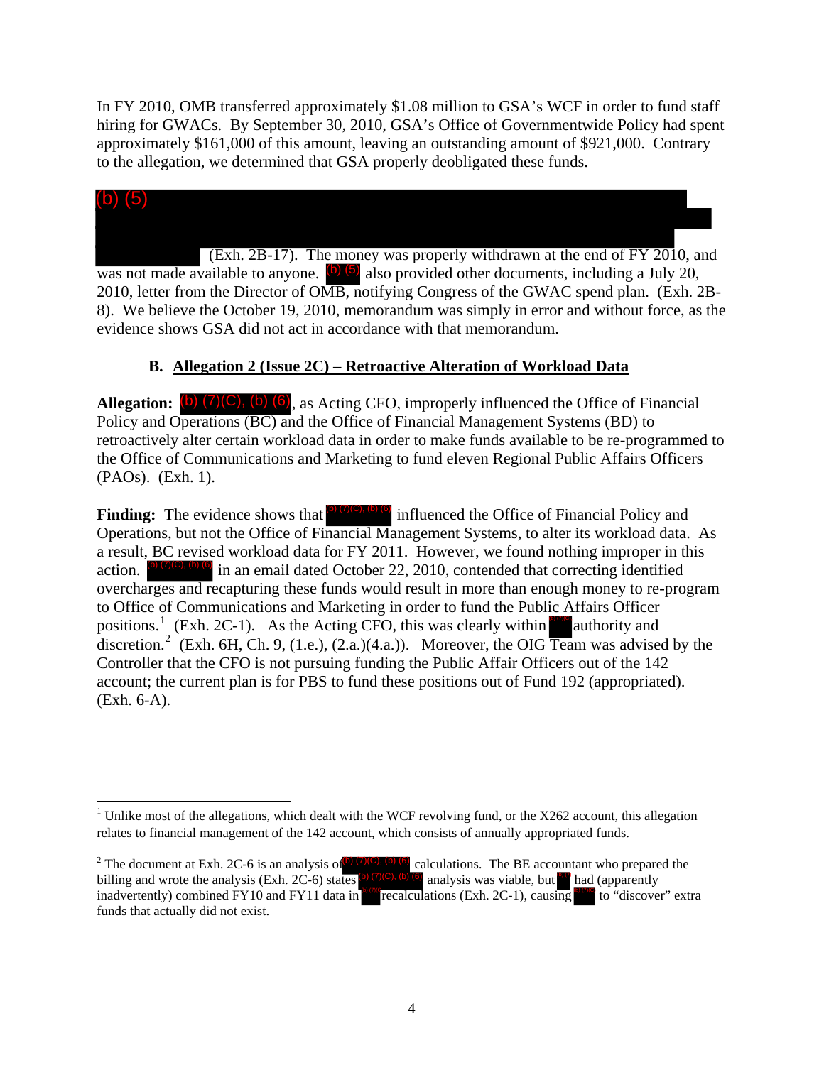In FY 2010, OMB transferred approximately $1.08 million to GSA's WCF in order to fund staff hiring for GWACs. By September 30, 2010, GSA's Office of Governmentwide Policy had spent approximately $161,000 of this amount, leaving an outstanding amount of $921,000. Contrary to the allegation, we determined that GSA properly deobligated these funds.

(b) (5) (Exh. 2B-17). The money was properly withdrawn at the end of FY 2010, and was not made available to anyone. (b) (5) also provided other documents, including a July 20, 2010, letter from the Director of OMB, notifying Congress of the GWAC spend plan. (Exh. 2B-8). We believe the October 19, 2010, memorandum was simply in error and without force, as the evidence shows GSA did not act in accordance with that memorandum.

### B. Allegation 2 (Issue 2C) – Retroactive Alteration of Workload Data

**Allegation:** (b) (7)(C), (b) (6), as Acting CFO, improperly influenced the Office of Financial Policy and Operations (BC) and the Office of Financial Management Systems (BD) to retroactively alter certain workload data in order to make funds available to be re-programmed to the Office of Communications and Marketing to fund eleven Regional Public Affairs Officers (PAOs). (Exh. 1).

**Finding:** The evidence shows that (b) (7)(C), (b) (6) influenced the Office of Financial Policy and Operations, but not the Office of Financial Management Systems, to alter its workload data. As a result, BC revised workload data for FY 2011. However, we found nothing improper in this action. (b) (7)(C), (b) (6) in an email dated October 22, 2010, contended that correcting identified overcharges and recapturing these funds would result in more than enough money to re-program to Office of Communications and Marketing in order to fund the Public Affairs Officer positions.[1] (Exh. 2C-1). As the Acting CFO, this was clearly within (b) (7)(C) authority and discretion.[2] (Exh. 6H, Ch. 9, (1.e.), (2.a.)(4.a.)). Moreover, the OIG Team was advised by the Controller that the CFO is not pursuing funding the Public Affair Officers out of the 142 account; the current plan is for PBS to fund these positions out of Fund 192 (appropriated). (Exh. 6-A).

---

[1] Unlike most of the allegations, which dealt with the WCF revolving fund, or the X262 account, this allegation relates to financial management of the 142 account, which consists of annually appropriated funds.

[2] The document at Exh. 2C-6 is an analysis of (b) (7)(C), (b) (6) calculations. The BE accountant who prepared the billing and wrote the analysis (Exh. 2C-6) states (b) (7)(C), (b) (6) analysis was viable, but (b) (7)(C) had (apparently inadvertently) combined FY10 and FY11 data in (b) (7)(C) recalculations (Exh. 2C-1), causing (b) (7)(C) to "discover" extra funds that actually did not exist.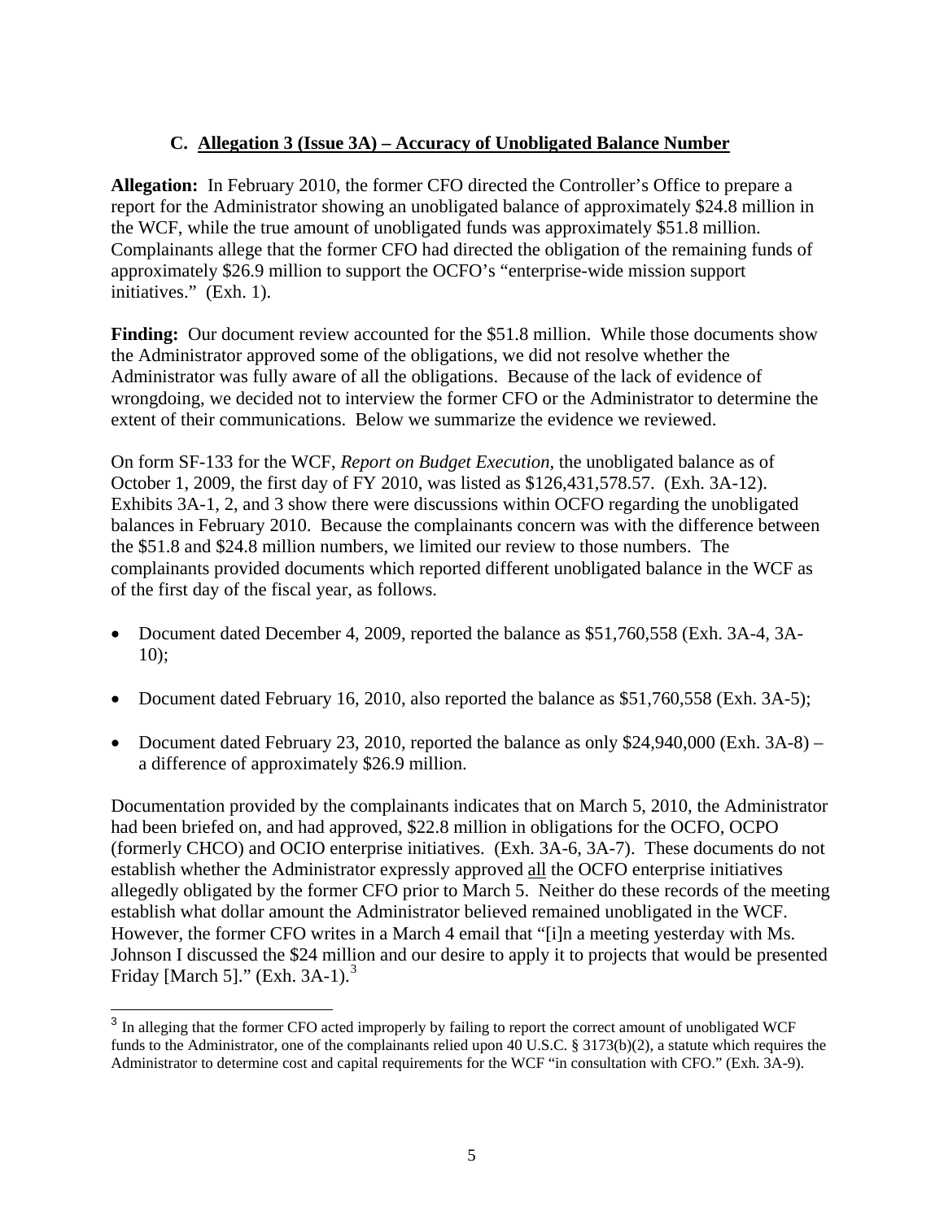### C. Allegation 3 (Issue 3A) – Accuracy of Unobligated Balance Number

**Allegation:** In February 2010, the former CFO directed the Controller's Office to prepare a report for the Administrator showing an unobligated balance of approximately $24.8 million in the WCF, while the true amount of unobligated funds was approximately $51.8 million. Complainants allege that the former CFO had directed the obligation of the remaining funds of approximately $26.9 million to support the OCFO's "enterprise-wide mission support initiatives." (Exh. 1).

**Finding:** Our document review accounted for the $51.8 million. While those documents show the Administrator approved some of the obligations, we did not resolve whether the Administrator was fully aware of all the obligations. Because of the lack of evidence of wrongdoing, we decided not to interview the former CFO or the Administrator to determine the extent of their communications. Below we summarize the evidence we reviewed.

On form SF-133 for the WCF, *Report on Budget Execution*, the unobligated balance as of October 1, 2009, the first day of FY 2010, was listed as $126,431,578.57. (Exh. 3A-12). Exhibits 3A-1, 2, and 3 show there were discussions within OCFO regarding the unobligated balances in February 2010. Because the complainants concern was with the difference between the $51.8 and $24.8 million numbers, we limited our review to those numbers. The complainants provided documents which reported different unobligated balance in the WCF as of the first day of the fiscal year, as follows.

- Document dated December 4, 2009, reported the balance as $51,760,558 (Exh. 3A-4, 3A-10);
- Document dated February 16, 2010, also reported the balance as $51,760,558 (Exh. 3A-5);
- Document dated February 23, 2010, reported the balance as only $24,940,000 (Exh. 3A-8) – a difference of approximately $26.9 million.

Documentation provided by the complainants indicates that on March 5, 2010, the Administrator had been briefed on, and had approved, $22.8 million in obligations for the OCFO, OCPO (formerly CHCO) and OCIO enterprise initiatives. (Exh. 3A-6, 3A-7). These documents do not establish whether the Administrator expressly approved <u>all</u> the OCFO enterprise initiatives allegedly obligated by the former CFO prior to March 5. Neither do these records of the meeting establish what dollar amount the Administrator believed remained unobligated in the WCF. However, the former CFO writes in a March 4 email that "[i]n a meeting yesterday with Ms. Johnson I discussed the $24 million and our desire to apply it to projects that would be presented Friday [March 5]." (Exh. 3A-1).[3]

[3] In alleging that the former CFO acted improperly by failing to report the correct amount of unobligated WCF funds to the Administrator, one of the complainants relied upon 40 U.S.C. § 3173(b)(2), a statute which requires the Administrator to determine cost and capital requirements for the WCF "in consultation with CFO." (Exh. 3A-9).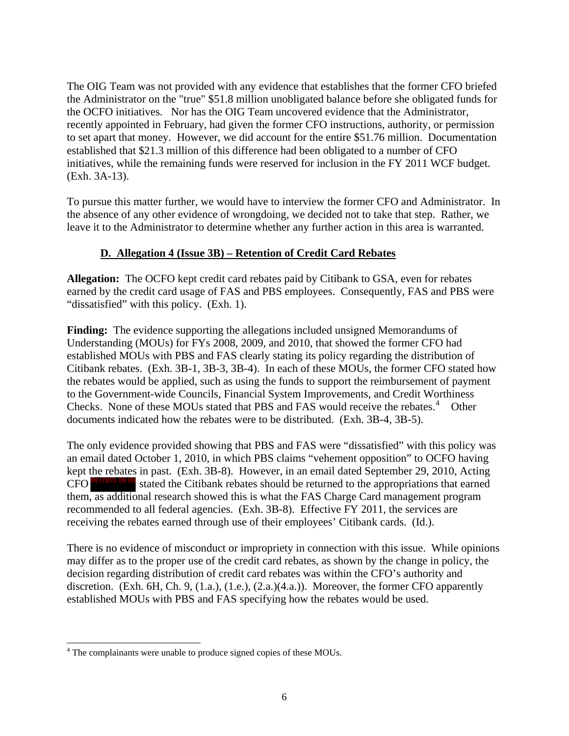The OIG Team was not provided with any evidence that establishes that the former CFO briefed the Administrator on the "true" $51.8 million unobligated balance before she obligated funds for the OCFO initiatives. Nor has the OIG Team uncovered evidence that the Administrator, recently appointed in February, had given the former CFO instructions, authority, or permission to set apart that money. However, we did account for the entire $51.76 million. Documentation established that $21.3 million of this difference had been obligated to a number of CFO initiatives, while the remaining funds were reserved for inclusion in the FY 2011 WCF budget. (Exh. 3A-13).

To pursue this matter further, we would have to interview the former CFO and Administrator. In the absence of any other evidence of wrongdoing, we decided not to take that step. Rather, we leave it to the Administrator to determine whether any further action in this area is warranted.

### D. Allegation 4 (Issue 3B) – Retention of Credit Card Rebates

**Allegation:** The OCFO kept credit card rebates paid by Citibank to GSA, even for rebates earned by the credit card usage of FAS and PBS employees. Consequently, FAS and PBS were "dissatisfied" with this policy. (Exh. 1).

**Finding:** The evidence supporting the allegations included unsigned Memorandums of Understanding (MOUs) for FYs 2008, 2009, and 2010, that showed the former CFO had established MOUs with PBS and FAS clearly stating its policy regarding the distribution of Citibank rebates. (Exh. 3B-1, 3B-3, 3B-4). In each of these MOUs, the former CFO stated how the rebates would be applied, such as using the funds to support the reimbursement of payment to the Government-wide Councils, Financial System Improvements, and Credit Worthiness Checks. None of these MOUs stated that PBS and FAS would receive the rebates.[4] Other documents indicated how the rebates were to be distributed. (Exh. 3B-4, 3B-5).

The only evidence provided showing that PBS and FAS were "dissatisfied" with this policy was an email dated October 1, 2010, in which PBS claims "vehement opposition" to OCFO having kept the rebates in past. (Exh. 3B-8). However, in an email dated September 29, 2010, Acting CFO (b) (7)(C), (b) (6) stated the Citibank rebates should be returned to the appropriations that earned them, as additional research showed this is what the FAS Charge Card management program recommended to all federal agencies. (Exh. 3B-8). Effective FY 2011, the services are receiving the rebates earned through use of their employees' Citibank cards. (Id.).

There is no evidence of misconduct or impropriety in connection with this issue. While opinions may differ as to the proper use of the credit card rebates, as shown by the change in policy, the decision regarding distribution of credit card rebates was within the CFO's authority and discretion. (Exh. 6H, Ch. 9, (1.a.), (1.e.), (2.a.)(4.a.)). Moreover, the former CFO apparently established MOUs with PBS and FAS specifying how the rebates would be used.

---

[4] The complainants were unable to produce signed copies of these MOUs.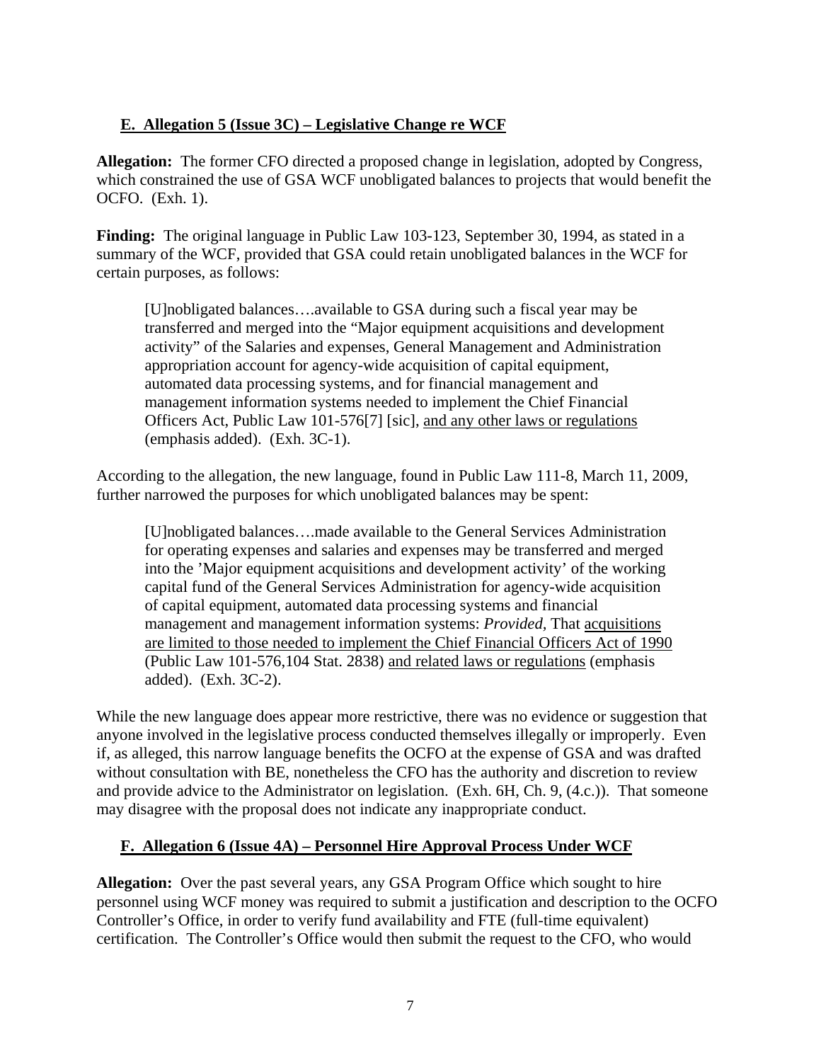## E. Allegation 5 (Issue 3C) – Legislative Change re WCF

**Allegation:** The former CFO directed a proposed change in legislation, adopted by Congress, which constrained the use of GSA WCF unobligated balances to projects that would benefit the OCFO. (Exh. 1).

**Finding:** The original language in Public Law 103-123, September 30, 1994, as stated in a summary of the WCF, provided that GSA could retain unobligated balances in the WCF for certain purposes, as follows:

> [U]nobligated balances….available to GSA during such a fiscal year may be transferred and merged into the "Major equipment acquisitions and development activity" of the Salaries and expenses, General Management and Administration appropriation account for agency-wide acquisition of capital equipment, automated data processing systems, and for financial management and management information systems needed to implement the Chief Financial Officers Act, Public Law 101-576[7] [sic], <u>and any other laws or regulations</u> (emphasis added). (Exh. 3C-1).

According to the allegation, the new language, found in Public Law 111-8, March 11, 2009, further narrowed the purposes for which unobligated balances may be spent:

> [U]nobligated balances….made available to the General Services Administration for operating expenses and salaries and expenses may be transferred and merged into the 'Major equipment acquisitions and development activity' of the working capital fund of the General Services Administration for agency-wide acquisition of capital equipment, automated data processing systems and financial management and management information systems: *Provided,* That <u>acquisitions are limited to those needed to implement the Chief Financial Officers Act of 1990</u> (Public Law 101-576,104 Stat. 2838) <u>and related laws or regulations</u> (emphasis added). (Exh. 3C-2).

While the new language does appear more restrictive, there was no evidence or suggestion that anyone involved in the legislative process conducted themselves illegally or improperly. Even if, as alleged, this narrow language benefits the OCFO at the expense of GSA and was drafted without consultation with BE, nonetheless the CFO has the authority and discretion to review and provide advice to the Administrator on legislation. (Exh. 6H, Ch. 9, (4.c.)). That someone may disagree with the proposal does not indicate any inappropriate conduct.

## F. Allegation 6 (Issue 4A) – Personnel Hire Approval Process Under WCF

**Allegation:** Over the past several years, any GSA Program Office which sought to hire personnel using WCF money was required to submit a justification and description to the OCFO Controller's Office, in order to verify fund availability and FTE (full-time equivalent) certification. The Controller's Office would then submit the request to the CFO, who would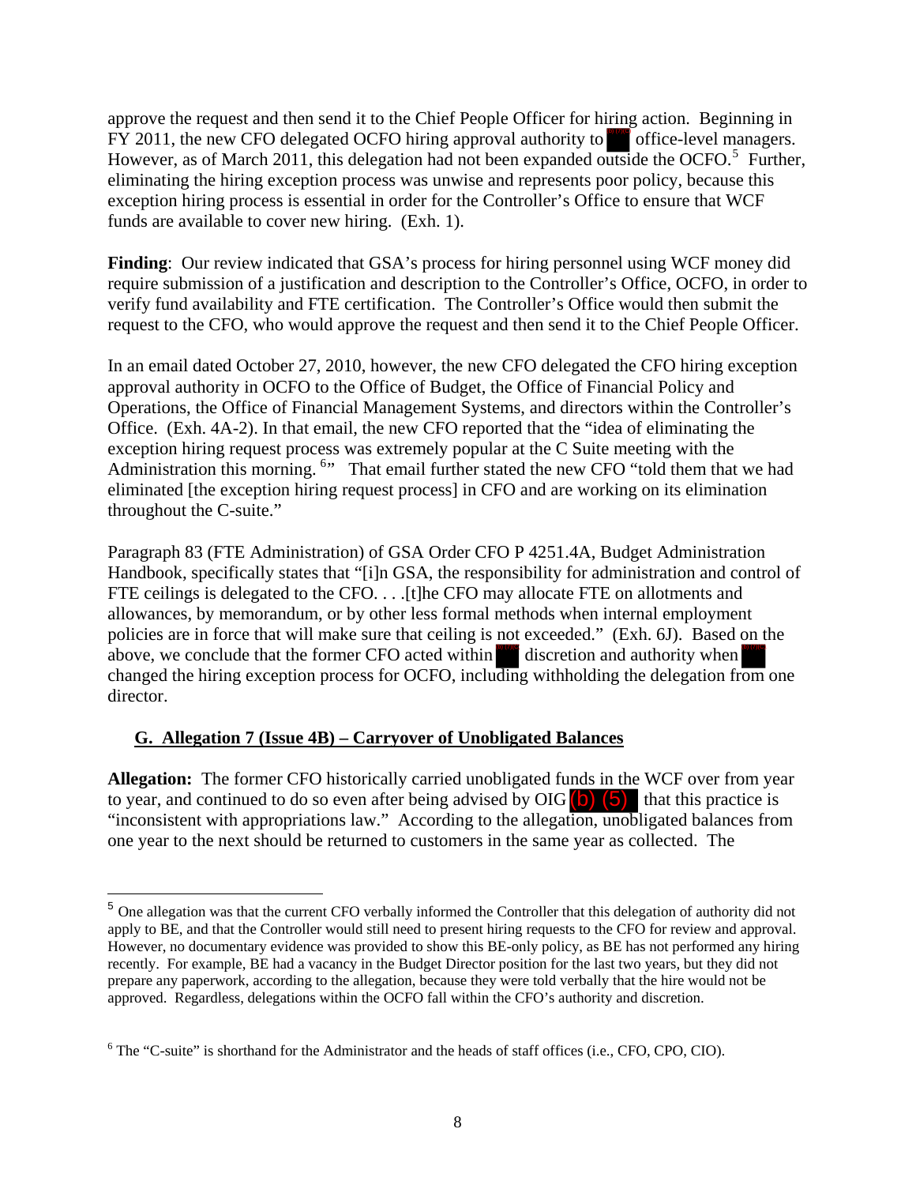approve the request and then send it to the Chief People Officer for hiring action. Beginning in FY 2011, the new CFO delegated OCFO hiring approval authority to [redacted] office-level managers. However, as of March 2011, this delegation had not been expanded outside the OCFO.[5] Further, eliminating the hiring exception process was unwise and represents poor policy, because this exception hiring process is essential in order for the Controller's Office to ensure that WCF funds are available to cover new hiring. (Exh. 1).

**Finding**: Our review indicated that GSA's process for hiring personnel using WCF money did require submission of a justification and description to the Controller's Office, OCFO, in order to verify fund availability and FTE certification. The Controller's Office would then submit the request to the CFO, who would approve the request and then send it to the Chief People Officer.

In an email dated October 27, 2010, however, the new CFO delegated the CFO hiring exception approval authority in OCFO to the Office of Budget, the Office of Financial Policy and Operations, the Office of Financial Management Systems, and directors within the Controller's Office. (Exh. 4A-2). In that email, the new CFO reported that the "idea of eliminating the exception hiring request process was extremely popular at the C Suite meeting with the Administration this morning.[6]" That email further stated the new CFO "told them that we had eliminated [the exception hiring request process] in CFO and are working on its elimination throughout the C-suite."

Paragraph 83 (FTE Administration) of GSA Order CFO P 4251.4A, Budget Administration Handbook, specifically states that "[i]n GSA, the responsibility for administration and control of FTE ceilings is delegated to the CFO. . . .[t]he CFO may allocate FTE on allotments and allowances, by memorandum, or by other less formal methods when internal employment policies are in force that will make sure that ceiling is not exceeded." (Exh. 6J). Based on the above, we conclude that the former CFO acted within [redacted] discretion and authority when [redacted] changed the hiring exception process for OCFO, including withholding the delegation from one director.

## G. Allegation 7 (Issue 4B) – Carryover of Unobligated Balances

**Allegation:** The former CFO historically carried unobligated funds in the WCF over from year to year, and continued to do so even after being advised by OIG (b) (5) that this practice is "inconsistent with appropriations law." According to the allegation, unobligated balances from one year to the next should be returned to customers in the same year as collected. The

---

[5] One allegation was that the current CFO verbally informed the Controller that this delegation of authority did not apply to BE, and that the Controller would still need to present hiring requests to the CFO for review and approval. However, no documentary evidence was provided to show this BE-only policy, as BE has not performed any hiring recently. For example, BE had a vacancy in the Budget Director position for the last two years, but they did not prepare any paperwork, according to the allegation, because they were told verbally that the hire would not be approved. Regardless, delegations within the OCFO fall within the CFO's authority and discretion.

[6] The "C-suite" is shorthand for the Administrator and the heads of staff offices (i.e., CFO, CPO, CIO).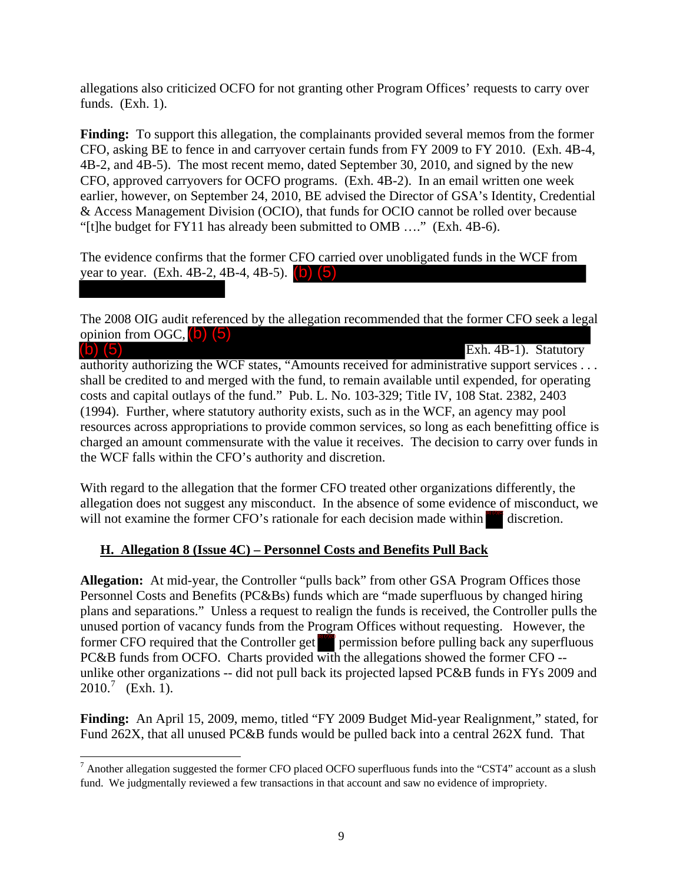allegations also criticized OCFO for not granting other Program Offices' requests to carry over funds. (Exh. 1).

**Finding:** To support this allegation, the complainants provided several memos from the former CFO, asking BE to fence in and carryover certain funds from FY 2009 to FY 2010. (Exh. 4B-4, 4B-2, and 4B-5). The most recent memo, dated September 30, 2010, and signed by the new CFO, approved carryovers for OCFO programs. (Exh. 4B-2). In an email written one week earlier, however, on September 24, 2010, BE advised the Director of GSA's Identity, Credential & Access Management Division (OCIO), that funds for OCIO cannot be rolled over because "[t]he budget for FY11 has already been submitted to OMB …." (Exh. 4B-6).

The evidence confirms that the former CFO carried over unobligated funds in the WCF from year to year. (Exh. 4B-2, 4B-4, 4B-5). (b) (5)

The 2008 OIG audit referenced by the allegation recommended that the former CFO seek a legal opinion from OGC, (b) (5) (b) (5) Exh. 4B-1). Statutory authority authorizing the WCF states, "Amounts received for administrative support services . . . shall be credited to and merged with the fund, to remain available until expended, for operating costs and capital outlays of the fund." Pub. L. No. 103-329; Title IV, 108 Stat. 2382, 2403 (1994). Further, where statutory authority exists, such as in the WCF, an agency may pool resources across appropriations to provide common services, so long as each benefitting office is charged an amount commensurate with the value it receives. The decision to carry over funds in the WCF falls within the CFO's authority and discretion.

With regard to the allegation that the former CFO treated other organizations differently, the allegation does not suggest any misconduct. In the absence of some evidence of misconduct, we will not examine the former CFO's rationale for each decision made within (b)(6) discretion.

## H. Allegation 8 (Issue 4C) – Personnel Costs and Benefits Pull Back

**Allegation:** At mid-year, the Controller "pulls back" from other GSA Program Offices those Personnel Costs and Benefits (PC&Bs) funds which are "made superfluous by changed hiring plans and separations." Unless a request to realign the funds is received, the Controller pulls the unused portion of vacancy funds from the Program Offices without requesting. However, the former CFO required that the Controller get (b)(6) permission before pulling back any superfluous PC&B funds from OCFO. Charts provided with the allegations showed the former CFO -- unlike other organizations -- did not pull back its projected lapsed PC&B funds in FYs 2009 and 2010.[7] (Exh. 1).

**Finding:** An April 15, 2009, memo, titled "FY 2009 Budget Mid-year Realignment," stated, for Fund 262X, that all unused PC&B funds would be pulled back into a central 262X fund. That

[7] Another allegation suggested the former CFO placed OCFO superfluous funds into the "CST4" account as a slush fund. We judgmentally reviewed a few transactions in that account and saw no evidence of impropriety.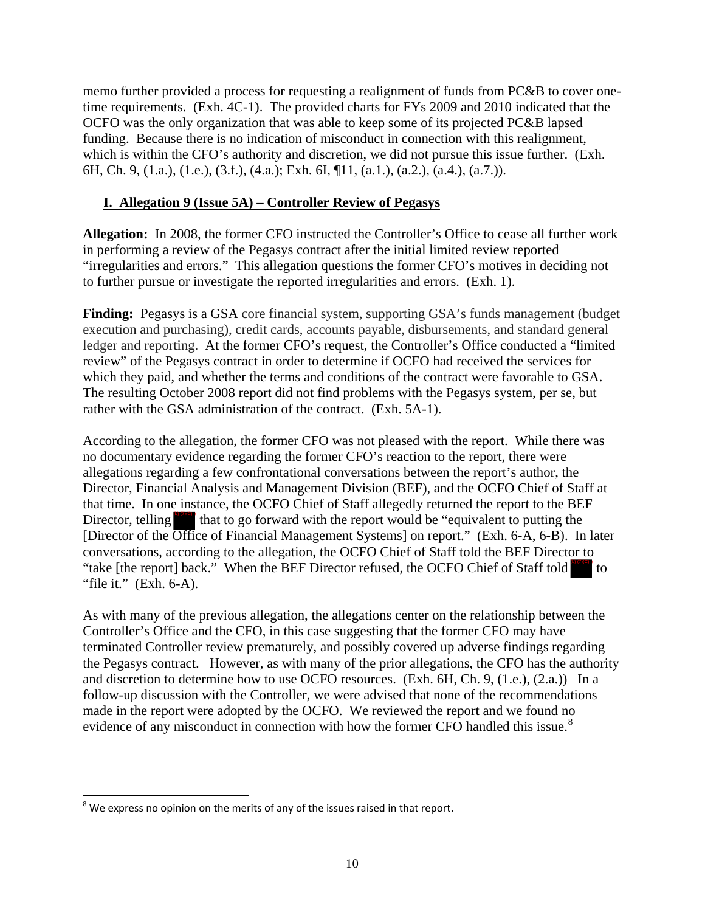memo further provided a process for requesting a realignment of funds from PC&B to cover one-time requirements. (Exh. 4C-1). The provided charts for FYs 2009 and 2010 indicated that the OCFO was the only organization that was able to keep some of its projected PC&B lapsed funding. Because there is no indication of misconduct in connection with this realignment, which is within the CFO's authority and discretion, we did not pursue this issue further. (Exh. 6H, Ch. 9, (1.a.), (1.e.), (3.f.), (4.a.); Exh. 6I, ¶11, (a.1.), (a.2.), (a.4.), (a.7.)).

## I. Allegation 9 (Issue 5A) – Controller Review of Pegasys

**Allegation:** In 2008, the former CFO instructed the Controller's Office to cease all further work in performing a review of the Pegasys contract after the initial limited review reported "irregularities and errors." This allegation questions the former CFO's motives in deciding not to further pursue or investigate the reported irregularities and errors. (Exh. 1).

**Finding:** Pegasys is a GSA core financial system, supporting GSA's funds management (budget execution and purchasing), credit cards, accounts payable, disbursements, and standard general ledger and reporting. At the former CFO's request, the Controller's Office conducted a "limited review" of the Pegasys contract in order to determine if OCFO had received the services for which they paid, and whether the terms and conditions of the contract were favorable to GSA. The resulting October 2008 report did not find problems with the Pegasys system, per se, but rather with the GSA administration of the contract. (Exh. 5A-1).

According to the allegation, the former CFO was not pleased with the report. While there was no documentary evidence regarding the former CFO's reaction to the report, there were allegations regarding a few confrontational conversations between the report's author, the Director, Financial Analysis and Management Division (BEF), and the OCFO Chief of Staff at that time. In one instance, the OCFO Chief of Staff allegedly returned the report to the BEF Director, telling [redacted] that to go forward with the report would be "equivalent to putting the [Director of the Office of Financial Management Systems] on report." (Exh. 6-A, 6-B). In later conversations, according to the allegation, the OCFO Chief of Staff told the BEF Director to "take [the report] back." When the BEF Director refused, the OCFO Chief of Staff told [redacted] to "file it." (Exh. 6-A).

As with many of the previous allegation, the allegations center on the relationship between the Controller's Office and the CFO, in this case suggesting that the former CFO may have terminated Controller review prematurely, and possibly covered up adverse findings regarding the Pegasys contract. However, as with many of the prior allegations, the CFO has the authority and discretion to determine how to use OCFO resources. (Exh. 6H, Ch. 9, (1.e.), (2.a.)) In a follow-up discussion with the Controller, we were advised that none of the recommendations made in the report were adopted by the OCFO. We reviewed the report and we found no evidence of any misconduct in connection with how the former CFO handled this issue.[8]

[8] We express no opinion on the merits of any of the issues raised in that report.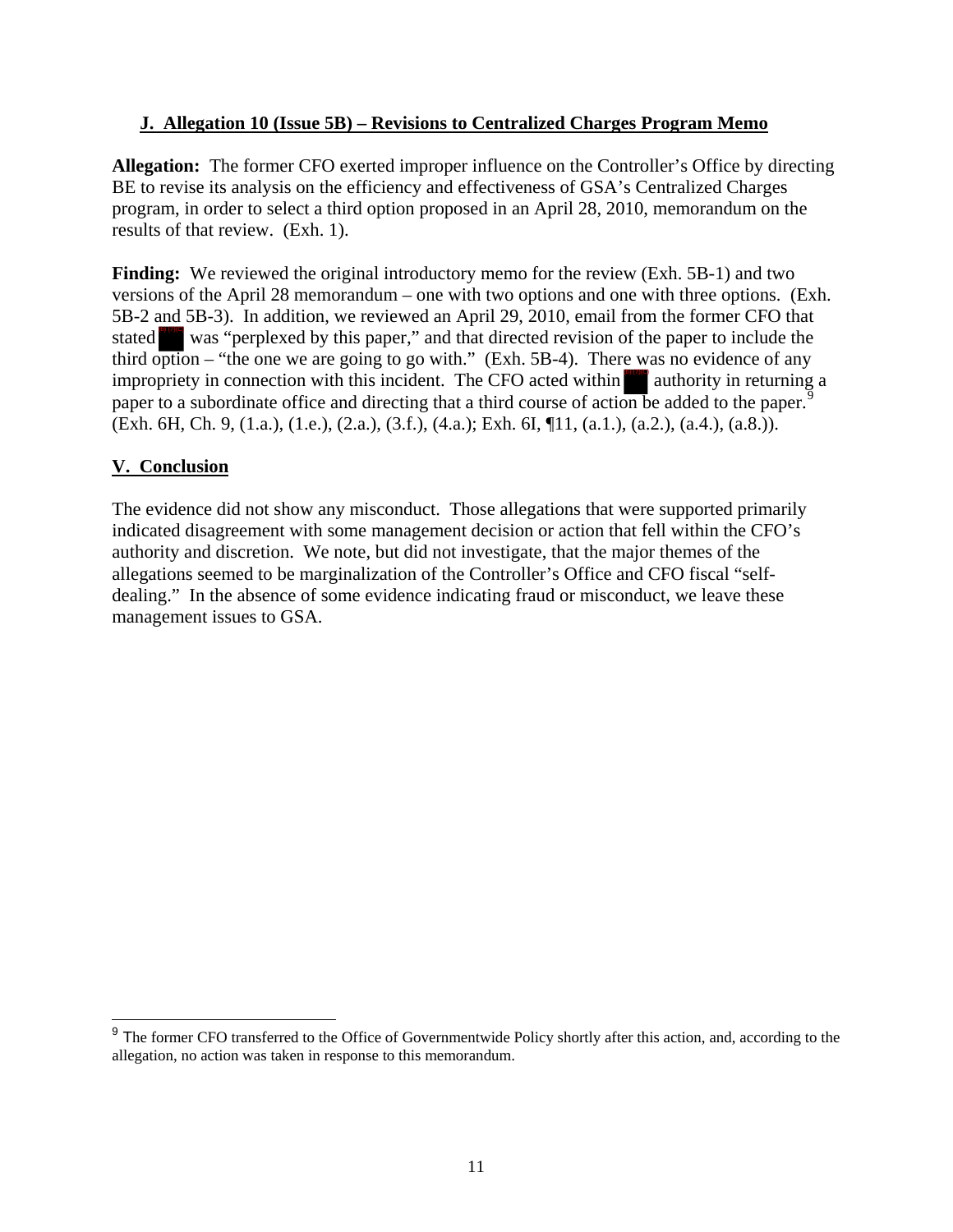### J. Allegation 10 (Issue 5B) – Revisions to Centralized Charges Program Memo

**Allegation:** The former CFO exerted improper influence on the Controller's Office by directing BE to revise its analysis on the efficiency and effectiveness of GSA's Centralized Charges program, in order to select a third option proposed in an April 28, 2010, memorandum on the results of that review. (Exh. 1).

**Finding:** We reviewed the original introductory memo for the review (Exh. 5B-1) and two versions of the April 28 memorandum – one with two options and one with three options. (Exh. 5B-2 and 5B-3). In addition, we reviewed an April 29, 2010, email from the former CFO that stated [redacted] was "perplexed by this paper," and that directed revision of the paper to include the third option – "the one we are going to go with." (Exh. 5B-4). There was no evidence of any impropriety in connection with this incident. The CFO acted within [redacted] authority in returning a paper to a subordinate office and directing that a third course of action be added to the paper.[9] (Exh. 6H, Ch. 9, (1.a.), (1.e.), (2.a.), (3.f.), (4.a.); Exh. 6I, ¶11, (a.1.), (a.2.), (a.4.), (a.8.)).

## V. Conclusion

The evidence did not show any misconduct. Those allegations that were supported primarily indicated disagreement with some management decision or action that fell within the CFO's authority and discretion. We note, but did not investigate, that the major themes of the allegations seemed to be marginalization of the Controller's Office and CFO fiscal "self-dealing." In the absence of some evidence indicating fraud or misconduct, we leave these management issues to GSA.

---

[9] The former CFO transferred to the Office of Governmentwide Policy shortly after this action, and, according to the allegation, no action was taken in response to this memorandum.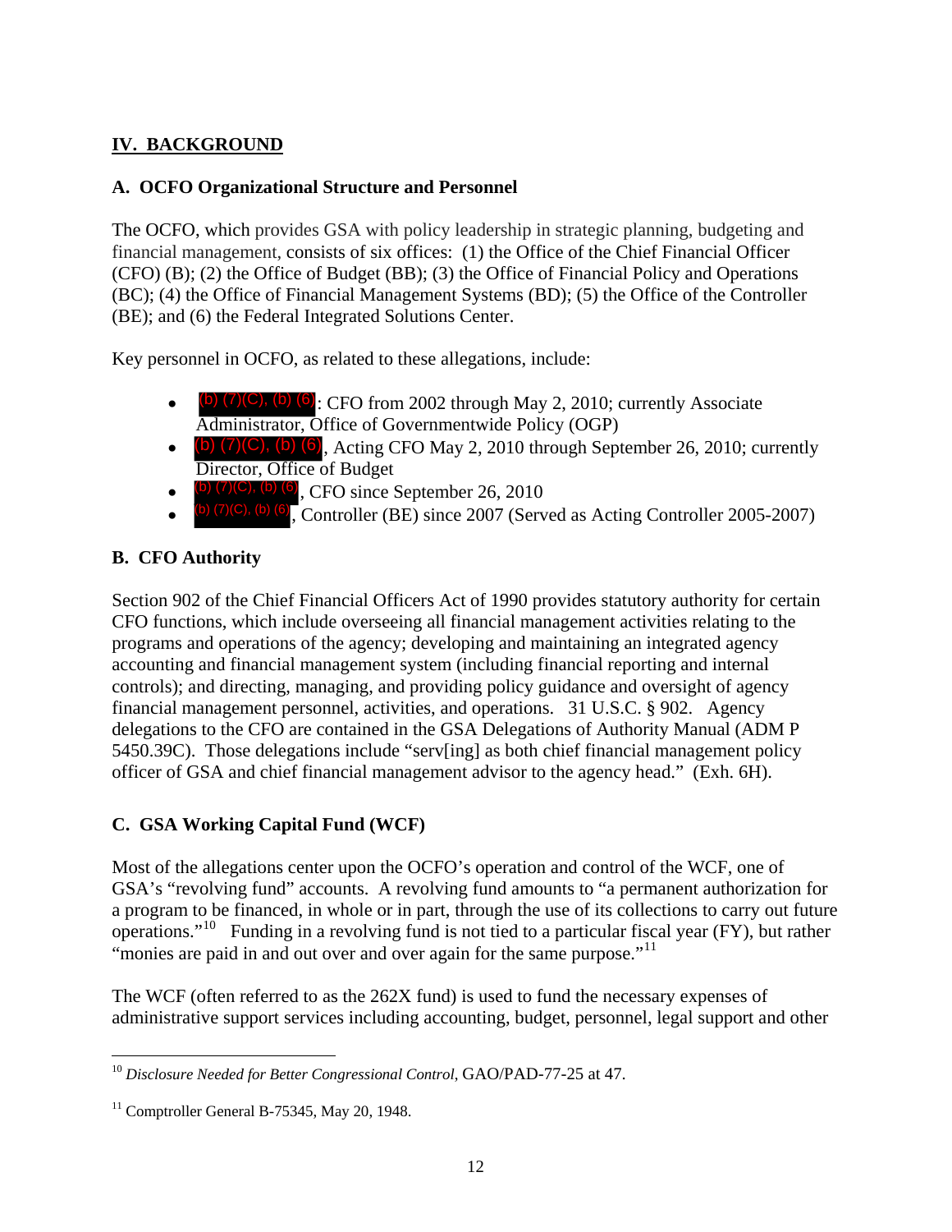## IV. BACKGROUND

### A. OCFO Organizational Structure and Personnel

The OCFO, which provides GSA with policy leadership in strategic planning, budgeting and financial management, consists of six offices: (1) the Office of the Chief Financial Officer (CFO) (B); (2) the Office of Budget (BB); (3) the Office of Financial Policy and Operations (BC); (4) the Office of Financial Management Systems (BD); (5) the Office of the Controller (BE); and (6) the Federal Integrated Solutions Center.

Key personnel in OCFO, as related to these allegations, include:

- (b) (7)(C), (b) (6): CFO from 2002 through May 2, 2010; currently Associate Administrator, Office of Governmentwide Policy (OGP)
- (b) (7)(C), (b) (6), Acting CFO May 2, 2010 through September 26, 2010; currently Director, Office of Budget
- (b) (7)(C), (b) (6), CFO since September 26, 2010
- (b) (7)(C), (b) (6), Controller (BE) since 2007 (Served as Acting Controller 2005-2007)

### B. CFO Authority

Section 902 of the Chief Financial Officers Act of 1990 provides statutory authority for certain CFO functions, which include overseeing all financial management activities relating to the programs and operations of the agency; developing and maintaining an integrated agency accounting and financial management system (including financial reporting and internal controls); and directing, managing, and providing policy guidance and oversight of agency financial management personnel, activities, and operations. 31 U.S.C. § 902. Agency delegations to the CFO are contained in the GSA Delegations of Authority Manual (ADM P 5450.39C). Those delegations include "serv[ing] as both chief financial management policy officer of GSA and chief financial management advisor to the agency head." (Exh. 6H).

### C. GSA Working Capital Fund (WCF)

Most of the allegations center upon the OCFO's operation and control of the WCF, one of GSA's "revolving fund" accounts. A revolving fund amounts to "a permanent authorization for a program to be financed, in whole or in part, through the use of its collections to carry out future operations."[10] Funding in a revolving fund is not tied to a particular fiscal year (FY), but rather "monies are paid in and out over and over again for the same purpose."[11]

The WCF (often referred to as the 262X fund) is used to fund the necessary expenses of administrative support services including accounting, budget, personnel, legal support and other

---

[10] *Disclosure Needed for Better Congressional Control*, GAO/PAD-77-25 at 47.

[11] Comptroller General B-75345, May 20, 1948.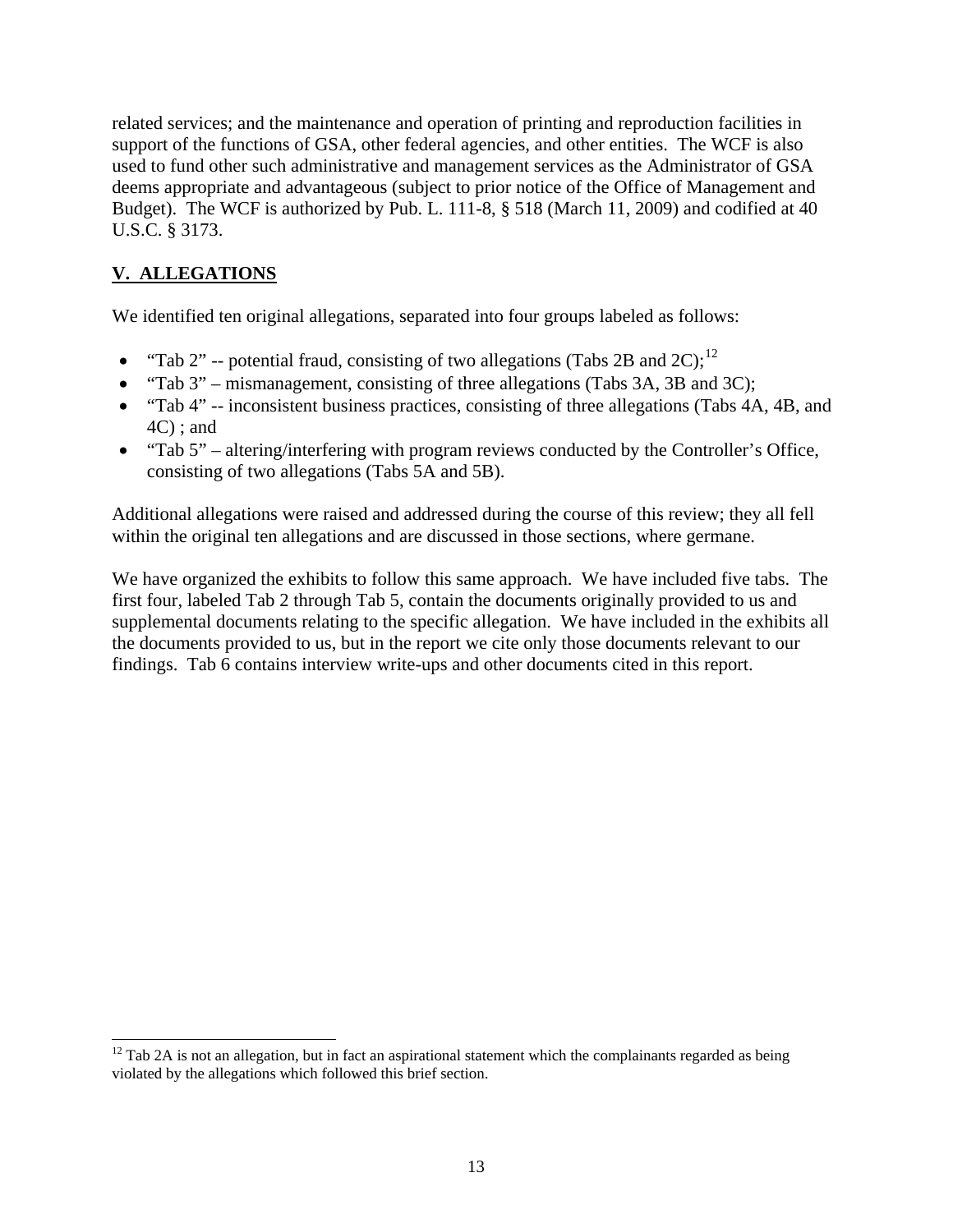related services; and the maintenance and operation of printing and reproduction facilities in support of the functions of GSA, other federal agencies, and other entities. The WCF is also used to fund other such administrative and management services as the Administrator of GSA deems appropriate and advantageous (subject to prior notice of the Office of Management and Budget). The WCF is authorized by Pub. L. 111-8, § 518 (March 11, 2009) and codified at 40 U.S.C. § 3173.

## V. ALLEGATIONS

We identified ten original allegations, separated into four groups labeled as follows:

- "Tab 2" -- potential fraud, consisting of two allegations (Tabs 2B and 2C);[12]
- "Tab 3" – mismanagement, consisting of three allegations (Tabs 3A, 3B and 3C);
- "Tab 4" -- inconsistent business practices, consisting of three allegations (Tabs 4A, 4B, and 4C) ; and
- "Tab 5" – altering/interfering with program reviews conducted by the Controller's Office, consisting of two allegations (Tabs 5A and 5B).

Additional allegations were raised and addressed during the course of this review; they all fell within the original ten allegations and are discussed in those sections, where germane.

We have organized the exhibits to follow this same approach. We have included five tabs. The first four, labeled Tab 2 through Tab 5, contain the documents originally provided to us and supplemental documents relating to the specific allegation. We have included in the exhibits all the documents provided to us, but in the report we cite only those documents relevant to our findings. Tab 6 contains interview write-ups and other documents cited in this report.

[12] Tab 2A is not an allegation, but in fact an aspirational statement which the complainants regarded as being violated by the allegations which followed this brief section.